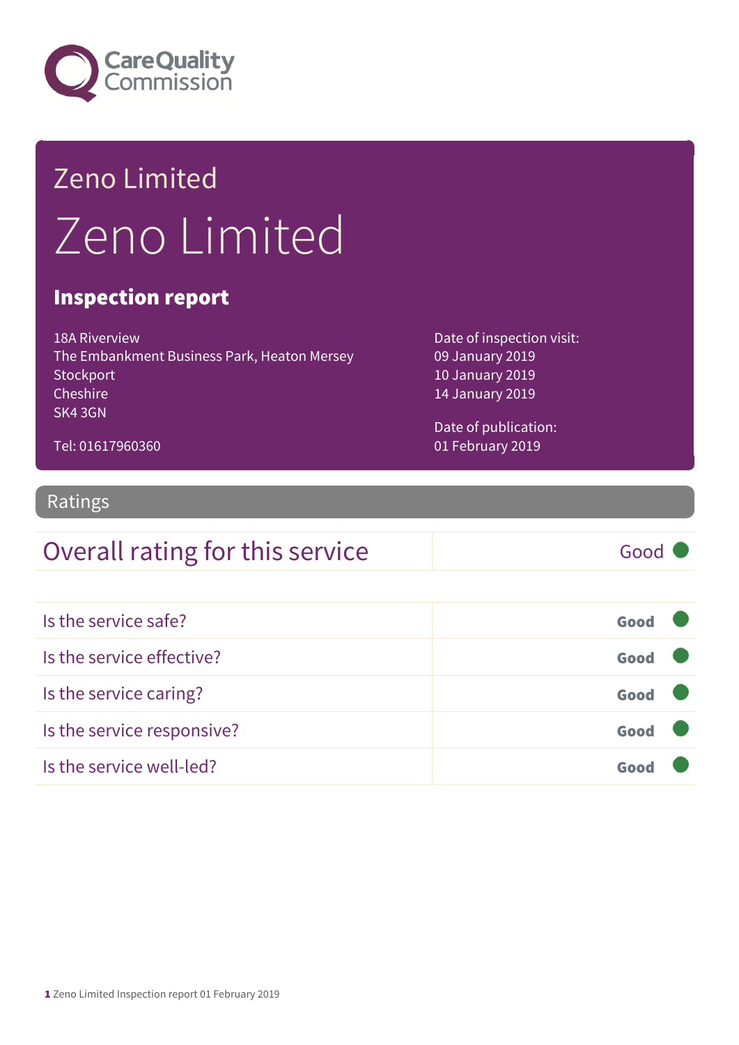Care Quality Commission

# Zeno Limited

# Zeno Limited

## Inspection report

18A Riverview
The Embankment Business Park, Heaton Mersey
Stockport
Cheshire
SK4 3GN

Tel: 01617960360

Date of inspection visit:
09 January 2019
10 January 2019
14 January 2019

Date of publication:
01 February 2019

## Ratings

| Overall rating for this service | Good |
| --- | --- |

| Is the service safe? | Good |
| --- | --- |
| Is the service effective? | Good |
| Is the service caring? | Good |
| Is the service responsive? | Good |
| Is the service well-led? | Good |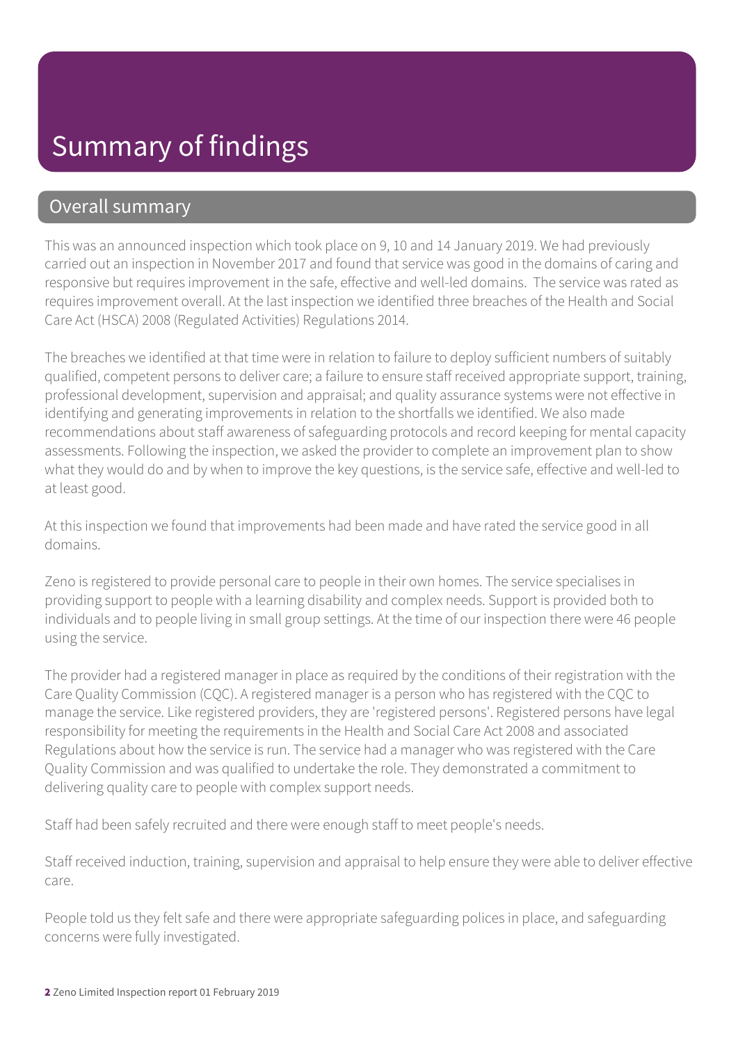# Summary of findings

## Overall summary

This was an announced inspection which took place on 9, 10 and 14 January 2019. We had previously carried out an inspection in November 2017 and found that service was good in the domains of caring and responsive but requires improvement in the safe, effective and well-led domains. The service was rated as requires improvement overall. At the last inspection we identified three breaches of the Health and Social Care Act (HSCA) 2008 (Regulated Activities) Regulations 2014.

The breaches we identified at that time were in relation to failure to deploy sufficient numbers of suitably qualified, competent persons to deliver care; a failure to ensure staff received appropriate support, training, professional development, supervision and appraisal; and quality assurance systems were not effective in identifying and generating improvements in relation to the shortfalls we identified. We also made recommendations about staff awareness of safeguarding protocols and record keeping for mental capacity assessments. Following the inspection, we asked the provider to complete an improvement plan to show what they would do and by when to improve the key questions, is the service safe, effective and well-led to at least good.

At this inspection we found that improvements had been made and have rated the service good in all domains.

Zeno is registered to provide personal care to people in their own homes. The service specialises in providing support to people with a learning disability and complex needs. Support is provided both to individuals and to people living in small group settings. At the time of our inspection there were 46 people using the service.

The provider had a registered manager in place as required by the conditions of their registration with the Care Quality Commission (CQC). A registered manager is a person who has registered with the CQC to manage the service. Like registered providers, they are 'registered persons'. Registered persons have legal responsibility for meeting the requirements in the Health and Social Care Act 2008 and associated Regulations about how the service is run. The service had a manager who was registered with the Care Quality Commission and was qualified to undertake the role. They demonstrated a commitment to delivering quality care to people with complex support needs.

Staff had been safely recruited and there were enough staff to meet people's needs.

Staff received induction, training, supervision and appraisal to help ensure they were able to deliver effective care.

People told us they felt safe and there were appropriate safeguarding polices in place, and safeguarding concerns were fully investigated.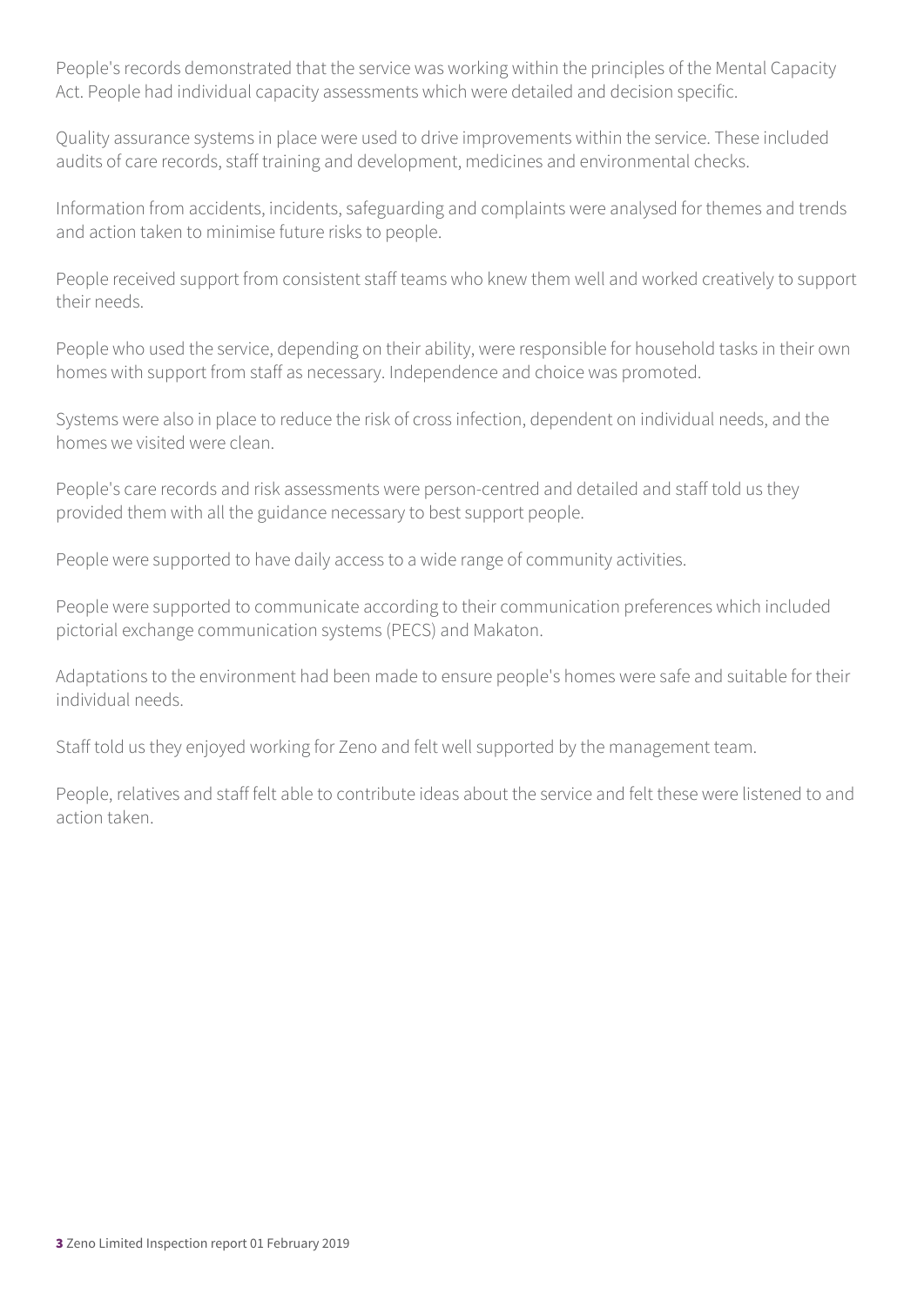People's records demonstrated that the service was working within the principles of the Mental Capacity Act. People had individual capacity assessments which were detailed and decision specific.

Quality assurance systems in place were used to drive improvements within the service. These included audits of care records, staff training and development, medicines and environmental checks.

Information from accidents, incidents, safeguarding and complaints were analysed for themes and trends and action taken to minimise future risks to people.

People received support from consistent staff teams who knew them well and worked creatively to support their needs.

People who used the service, depending on their ability, were responsible for household tasks in their own homes with support from staff as necessary. Independence and choice was promoted.

Systems were also in place to reduce the risk of cross infection, dependent on individual needs, and the homes we visited were clean.

People's care records and risk assessments were person-centred and detailed and staff told us they provided them with all the guidance necessary to best support people.

People were supported to have daily access to a wide range of community activities.

People were supported to communicate according to their communication preferences which included pictorial exchange communication systems (PECS) and Makaton.

Adaptations to the environment had been made to ensure people's homes were safe and suitable for their individual needs.

Staff told us they enjoyed working for Zeno and felt well supported by the management team.

People, relatives and staff felt able to contribute ideas about the service and felt these were listened to and action taken.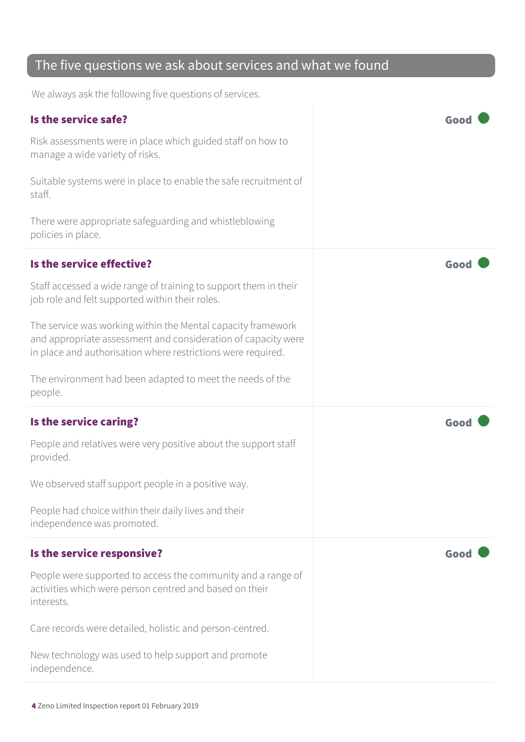## The five questions we ask about services and what we found

We always ask the following five questions of services.

### Is the service safe?

**Good**

Risk assessments were in place which guided staff on how to manage a wide variety of risks.

Suitable systems were in place to enable the safe recruitment of staff.

There were appropriate safeguarding and whistleblowing policies in place.

### Is the service effective?

**Good**

Staff accessed a wide range of training to support them in their job role and felt supported within their roles.

The service was working within the Mental capacity framework and appropriate assessment and consideration of capacity were in place and authorisation where restrictions were required.

The environment had been adapted to meet the needs of the people.

### Is the service caring?

**Good**

People and relatives were very positive about the support staff provided.

We observed staff support people in a positive way.

People had choice within their daily lives and their independence was promoted.

### Is the service responsive?

**Good**

People were supported to access the community and a range of activities which were person centred and based on their interests.

Care records were detailed, holistic and person-centred.

New technology was used to help support and promote independence.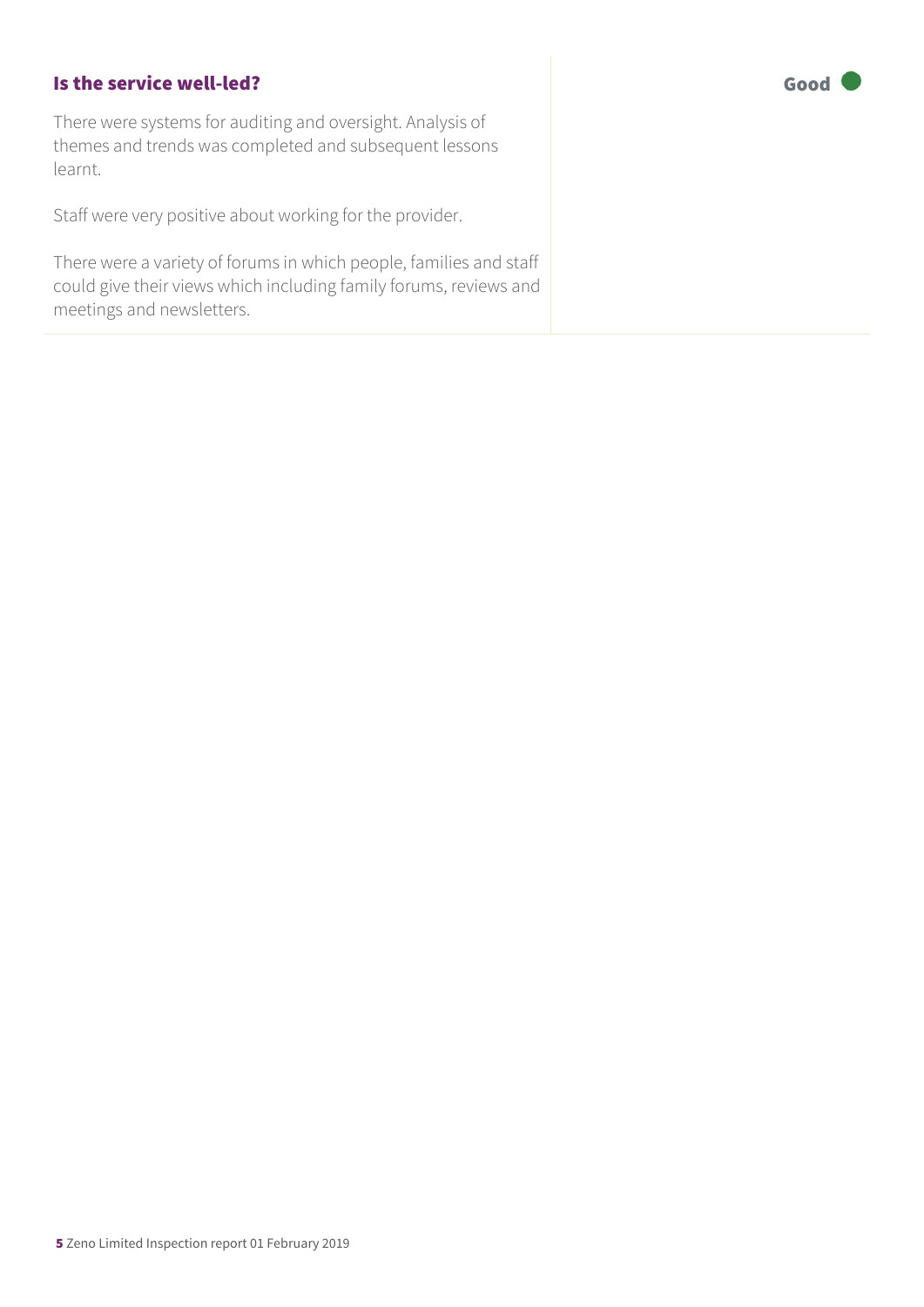### Is the service well-led?

**Good**

There were systems for auditing and oversight. Analysis of themes and trends was completed and subsequent lessons learnt.

Staff were very positive about working for the provider.

There were a variety of forums in which people, families and staff could give their views which including family forums, reviews and meetings and newsletters.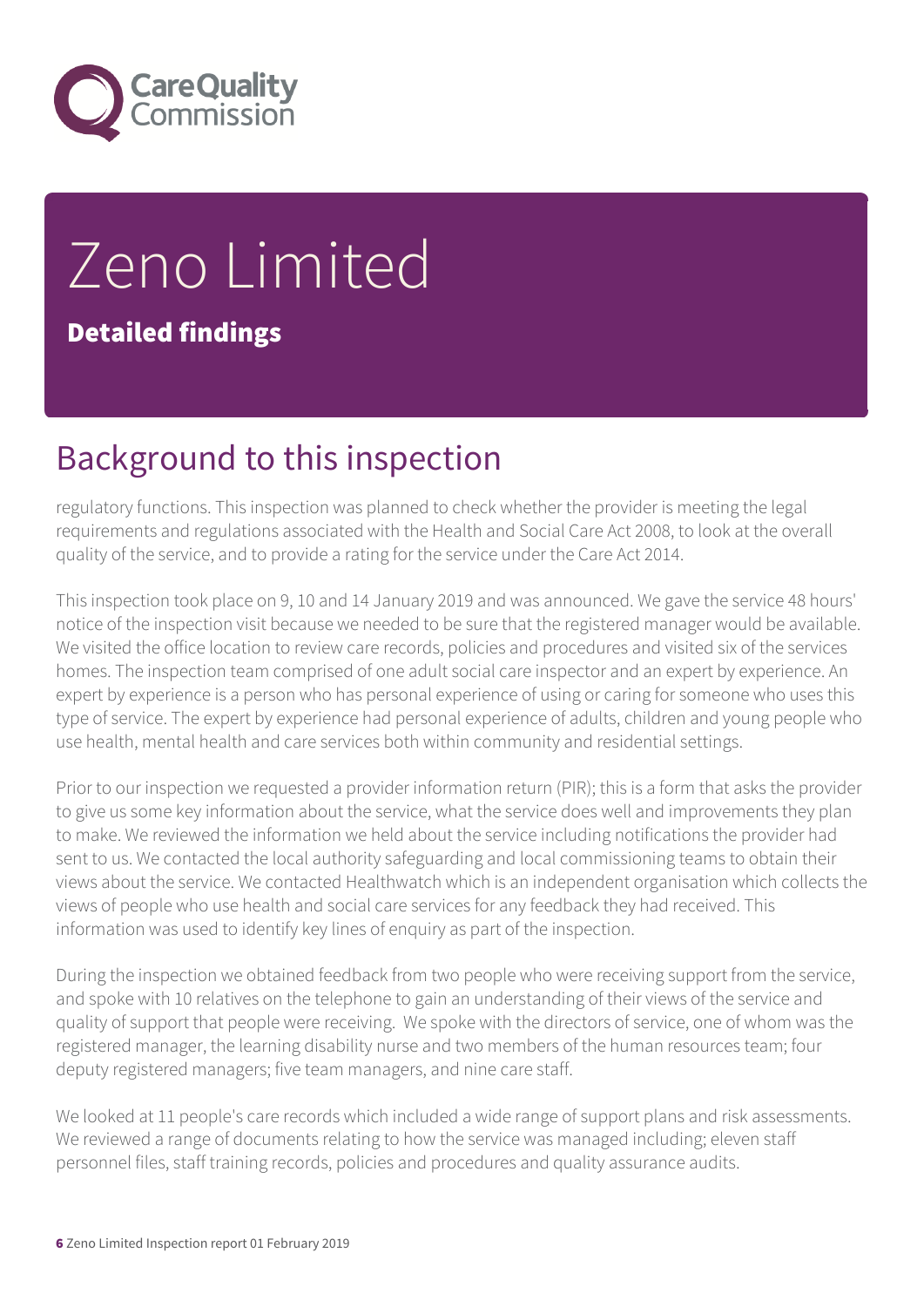# Zeno Limited

**Detailed findings**

## Background to this inspection

regulatory functions. This inspection was planned to check whether the provider is meeting the legal requirements and regulations associated with the Health and Social Care Act 2008, to look at the overall quality of the service, and to provide a rating for the service under the Care Act 2014.

This inspection took place on 9, 10 and 14 January 2019 and was announced. We gave the service 48 hours' notice of the inspection visit because we needed to be sure that the registered manager would be available. We visited the office location to review care records, policies and procedures and visited six of the services homes. The inspection team comprised of one adult social care inspector and an expert by experience. An expert by experience is a person who has personal experience of using or caring for someone who uses this type of service. The expert by experience had personal experience of adults, children and young people who use health, mental health and care services both within community and residential settings.

Prior to our inspection we requested a provider information return (PIR); this is a form that asks the provider to give us some key information about the service, what the service does well and improvements they plan to make. We reviewed the information we held about the service including notifications the provider had sent to us. We contacted the local authority safeguarding and local commissioning teams to obtain their views about the service. We contacted Healthwatch which is an independent organisation which collects the views of people who use health and social care services for any feedback they had received. This information was used to identify key lines of enquiry as part of the inspection.

During the inspection we obtained feedback from two people who were receiving support from the service, and spoke with 10 relatives on the telephone to gain an understanding of their views of the service and quality of support that people were receiving. We spoke with the directors of service, one of whom was the registered manager, the learning disability nurse and two members of the human resources team; four deputy registered managers; five team managers, and nine care staff.

We looked at 11 people's care records which included a wide range of support plans and risk assessments. We reviewed a range of documents relating to how the service was managed including; eleven staff personnel files, staff training records, policies and procedures and quality assurance audits.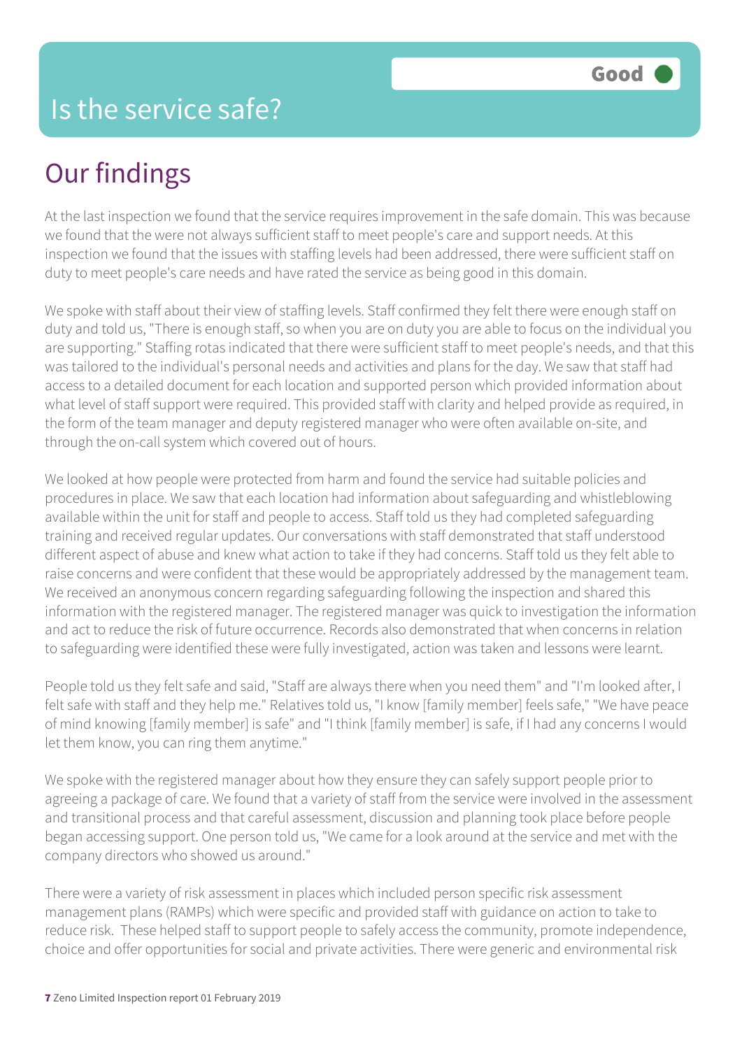# Is the service safe?

**Good**

## Our findings

At the last inspection we found that the service requires improvement in the safe domain. This was because we found that the were not always sufficient staff to meet people's care and support needs. At this inspection we found that the issues with staffing levels had been addressed, there were sufficient staff on duty to meet people's care needs and have rated the service as being good in this domain.

We spoke with staff about their view of staffing levels. Staff confirmed they felt there were enough staff on duty and told us, "There is enough staff, so when you are on duty you are able to focus on the individual you are supporting." Staffing rotas indicated that there were sufficient staff to meet people's needs, and that this was tailored to the individual's personal needs and activities and plans for the day. We saw that staff had access to a detailed document for each location and supported person which provided information about what level of staff support were required. This provided staff with clarity and helped provide as required, in the form of the team manager and deputy registered manager who were often available on-site, and through the on-call system which covered out of hours.

We looked at how people were protected from harm and found the service had suitable policies and procedures in place. We saw that each location had information about safeguarding and whistleblowing available within the unit for staff and people to access. Staff told us they had completed safeguarding training and received regular updates. Our conversations with staff demonstrated that staff understood different aspect of abuse and knew what action to take if they had concerns. Staff told us they felt able to raise concerns and were confident that these would be appropriately addressed by the management team. We received an anonymous concern regarding safeguarding following the inspection and shared this information with the registered manager. The registered manager was quick to investigation the information and act to reduce the risk of future occurrence. Records also demonstrated that when concerns in relation to safeguarding were identified these were fully investigated, action was taken and lessons were learnt.

People told us they felt safe and said, "Staff are always there when you need them" and "I'm looked after, I felt safe with staff and they help me." Relatives told us, "I know [family member] feels safe," "We have peace of mind knowing [family member] is safe" and "I think [family member] is safe, if I had any concerns I would let them know, you can ring them anytime."

We spoke with the registered manager about how they ensure they can safely support people prior to agreeing a package of care. We found that a variety of staff from the service were involved in the assessment and transitional process and that careful assessment, discussion and planning took place before people began accessing support. One person told us, "We came for a look around at the service and met with the company directors who showed us around."

There were a variety of risk assessment in places which included person specific risk assessment management plans (RAMPs) which were specific and provided staff with guidance on action to take to reduce risk. These helped staff to support people to safely access the community, promote independence, choice and offer opportunities for social and private activities. There were generic and environmental risk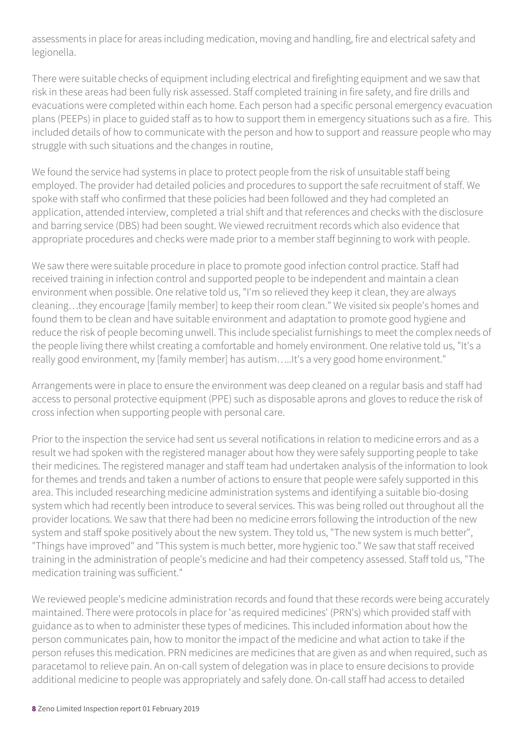assessments in place for areas including medication, moving and handling, fire and electrical safety and legionella.

There were suitable checks of equipment including electrical and firefighting equipment and we saw that risk in these areas had been fully risk assessed. Staff completed training in fire safety, and fire drills and evacuations were completed within each home. Each person had a specific personal emergency evacuation plans (PEEPs) in place to guided staff as to how to support them in emergency situations such as a fire. This included details of how to communicate with the person and how to support and reassure people who may struggle with such situations and the changes in routine,

We found the service had systems in place to protect people from the risk of unsuitable staff being employed. The provider had detailed policies and procedures to support the safe recruitment of staff. We spoke with staff who confirmed that these policies had been followed and they had completed an application, attended interview, completed a trial shift and that references and checks with the disclosure and barring service (DBS) had been sought. We viewed recruitment records which also evidence that appropriate procedures and checks were made prior to a member staff beginning to work with people.

We saw there were suitable procedure in place to promote good infection control practice. Staff had received training in infection control and supported people to be independent and maintain a clean environment when possible. One relative told us, "I'm so relieved they keep it clean, they are always cleaning…they encourage [family member] to keep their room clean." We visited six people's homes and found them to be clean and have suitable environment and adaptation to promote good hygiene and reduce the risk of people becoming unwell. This include specialist furnishings to meet the complex needs of the people living there whilst creating a comfortable and homely environment. One relative told us, "It's a really good environment, my [family member] has autism…..It's a very good home environment."

Arrangements were in place to ensure the environment was deep cleaned on a regular basis and staff had access to personal protective equipment (PPE) such as disposable aprons and gloves to reduce the risk of cross infection when supporting people with personal care.

Prior to the inspection the service had sent us several notifications in relation to medicine errors and as a result we had spoken with the registered manager about how they were safely supporting people to take their medicines. The registered manager and staff team had undertaken analysis of the information to look for themes and trends and taken a number of actions to ensure that people were safely supported in this area. This included researching medicine administration systems and identifying a suitable bio-dosing system which had recently been introduce to several services. This was being rolled out throughout all the provider locations. We saw that there had been no medicine errors following the introduction of the new system and staff spoke positively about the new system. They told us, "The new system is much better", "Things have improved" and "This system is much better, more hygienic too." We saw that staff received training in the administration of people's medicine and had their competency assessed. Staff told us, "The medication training was sufficient."

We reviewed people's medicine administration records and found that these records were being accurately maintained. There were protocols in place for 'as required medicines' (PRN's) which provided staff with guidance as to when to administer these types of medicines. This included information about how the person communicates pain, how to monitor the impact of the medicine and what action to take if the person refuses this medication. PRN medicines are medicines that are given as and when required, such as paracetamol to relieve pain. An on-call system of delegation was in place to ensure decisions to provide additional medicine to people was appropriately and safely done. On-call staff had access to detailed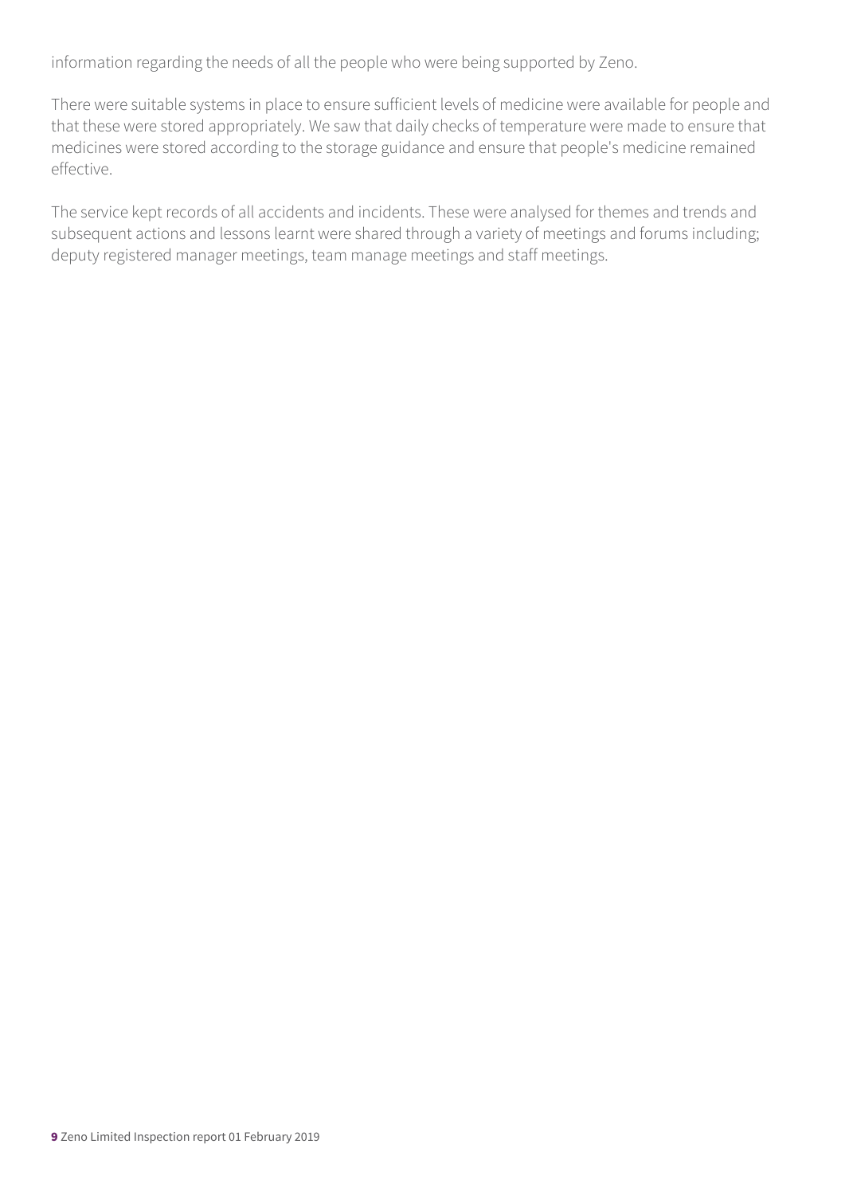information regarding the needs of all the people who were being supported by Zeno.

There were suitable systems in place to ensure sufficient levels of medicine were available for people and that these were stored appropriately. We saw that daily checks of temperature were made to ensure that medicines were stored according to the storage guidance and ensure that people's medicine remained effective.

The service kept records of all accidents and incidents. These were analysed for themes and trends and subsequent actions and lessons learnt were shared through a variety of meetings and forums including; deputy registered manager meetings, team manage meetings and staff meetings.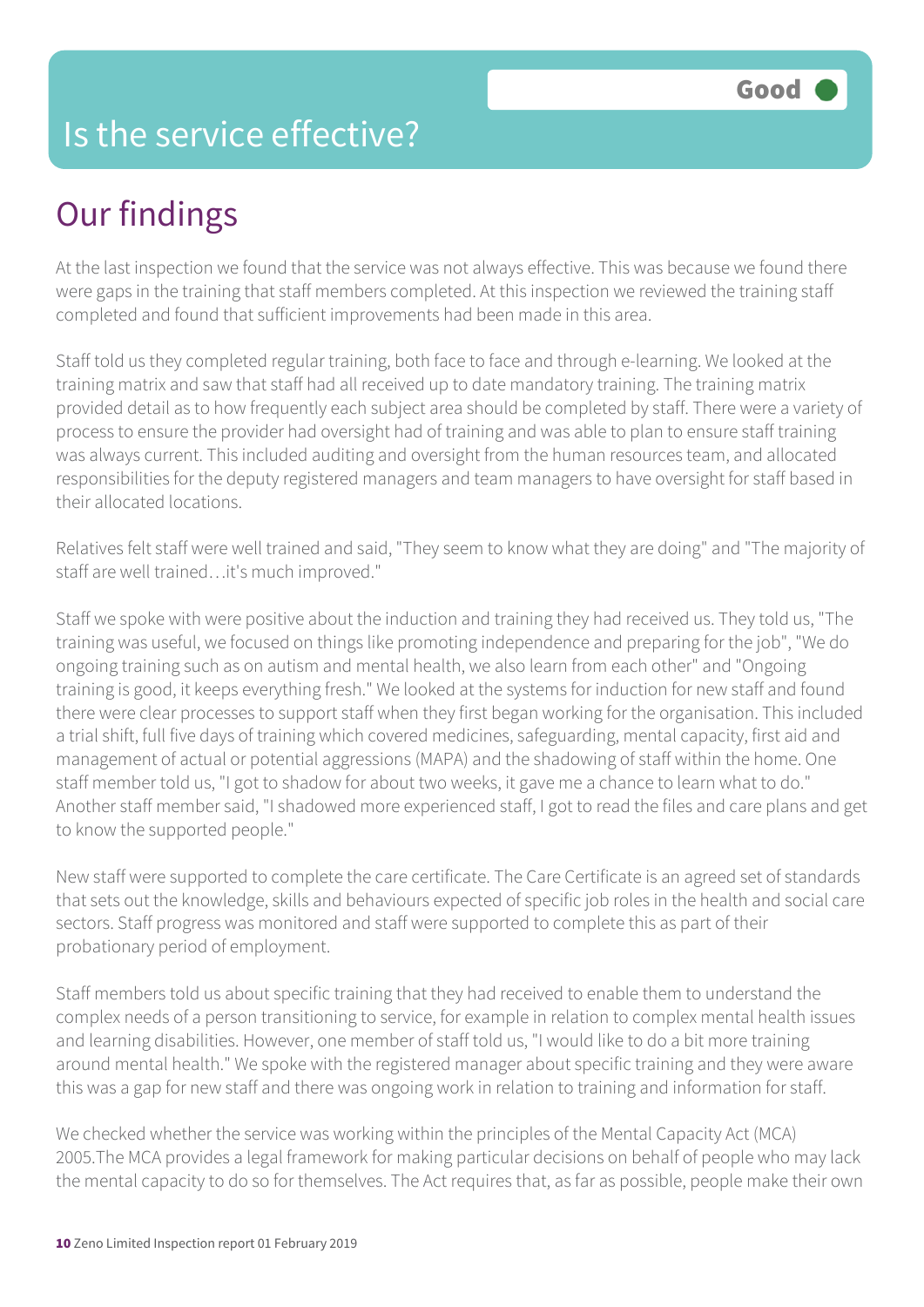# Is the service effective?

Good

## Our findings

At the last inspection we found that the service was not always effective. This was because we found there were gaps in the training that staff members completed. At this inspection we reviewed the training staff completed and found that sufficient improvements had been made in this area.

Staff told us they completed regular training, both face to face and through e-learning. We looked at the training matrix and saw that staff had all received up to date mandatory training. The training matrix provided detail as to how frequently each subject area should be completed by staff. There were a variety of process to ensure the provider had oversight had of training and was able to plan to ensure staff training was always current. This included auditing and oversight from the human resources team, and allocated responsibilities for the deputy registered managers and team managers to have oversight for staff based in their allocated locations.

Relatives felt staff were well trained and said, "They seem to know what they are doing" and "The majority of staff are well trained…it's much improved."

Staff we spoke with were positive about the induction and training they had received us. They told us, "The training was useful, we focused on things like promoting independence and preparing for the job", "We do ongoing training such as on autism and mental health, we also learn from each other" and "Ongoing training is good, it keeps everything fresh." We looked at the systems for induction for new staff and found there were clear processes to support staff when they first began working for the organisation. This included a trial shift, full five days of training which covered medicines, safeguarding, mental capacity, first aid and management of actual or potential aggressions (MAPA) and the shadowing of staff within the home. One staff member told us, "I got to shadow for about two weeks, it gave me a chance to learn what to do." Another staff member said, "I shadowed more experienced staff, I got to read the files and care plans and get to know the supported people."

New staff were supported to complete the care certificate. The Care Certificate is an agreed set of standards that sets out the knowledge, skills and behaviours expected of specific job roles in the health and social care sectors. Staff progress was monitored and staff were supported to complete this as part of their probationary period of employment.

Staff members told us about specific training that they had received to enable them to understand the complex needs of a person transitioning to service, for example in relation to complex mental health issues and learning disabilities. However, one member of staff told us, "I would like to do a bit more training around mental health." We spoke with the registered manager about specific training and they were aware this was a gap for new staff and there was ongoing work in relation to training and information for staff.

We checked whether the service was working within the principles of the Mental Capacity Act (MCA) 2005.The MCA provides a legal framework for making particular decisions on behalf of people who may lack the mental capacity to do so for themselves. The Act requires that, as far as possible, people make their own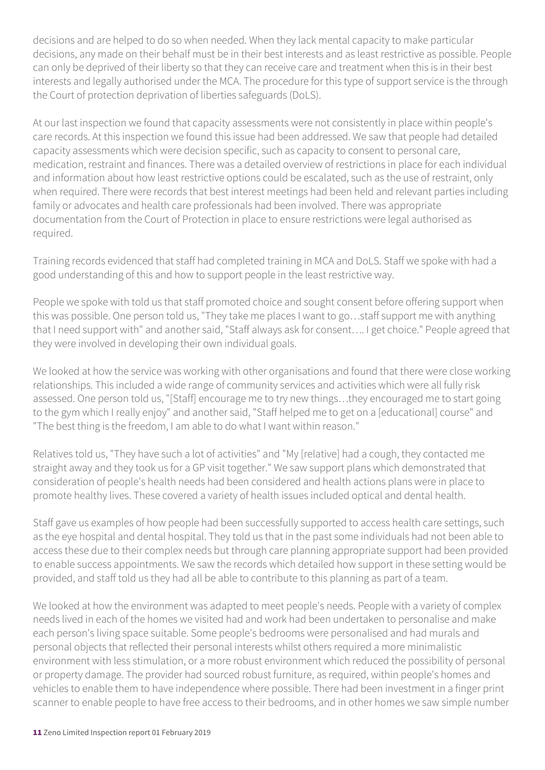decisions and are helped to do so when needed. When they lack mental capacity to make particular decisions, any made on their behalf must be in their best interests and as least restrictive as possible. People can only be deprived of their liberty so that they can receive care and treatment when this is in their best interests and legally authorised under the MCA. The procedure for this type of support service is the through the Court of protection deprivation of liberties safeguards (DoLS).

At our last inspection we found that capacity assessments were not consistently in place within people's care records. At this inspection we found this issue had been addressed. We saw that people had detailed capacity assessments which were decision specific, such as capacity to consent to personal care, medication, restraint and finances. There was a detailed overview of restrictions in place for each individual and information about how least restrictive options could be escalated, such as the use of restraint, only when required. There were records that best interest meetings had been held and relevant parties including family or advocates and health care professionals had been involved. There was appropriate documentation from the Court of Protection in place to ensure restrictions were legal authorised as required.

Training records evidenced that staff had completed training in MCA and DoLS. Staff we spoke with had a good understanding of this and how to support people in the least restrictive way.

People we spoke with told us that staff promoted choice and sought consent before offering support when this was possible. One person told us, "They take me places I want to go…staff support me with anything that I need support with" and another said, "Staff always ask for consent…. I get choice." People agreed that they were involved in developing their own individual goals.

We looked at how the service was working with other organisations and found that there were close working relationships. This included a wide range of community services and activities which were all fully risk assessed. One person told us, "[Staff] encourage me to try new things…they encouraged me to start going to the gym which I really enjoy" and another said, "Staff helped me to get on a [educational] course" and "The best thing is the freedom, I am able to do what I want within reason."

Relatives told us, "They have such a lot of activities" and "My [relative] had a cough, they contacted me straight away and they took us for a GP visit together." We saw support plans which demonstrated that consideration of people's health needs had been considered and health actions plans were in place to promote healthy lives. These covered a variety of health issues included optical and dental health.

Staff gave us examples of how people had been successfully supported to access health care settings, such as the eye hospital and dental hospital. They told us that in the past some individuals had not been able to access these due to their complex needs but through care planning appropriate support had been provided to enable success appointments. We saw the records which detailed how support in these setting would be provided, and staff told us they had all be able to contribute to this planning as part of a team.

We looked at how the environment was adapted to meet people's needs. People with a variety of complex needs lived in each of the homes we visited had and work had been undertaken to personalise and make each person's living space suitable. Some people's bedrooms were personalised and had murals and personal objects that reflected their personal interests whilst others required a more minimalistic environment with less stimulation, or a more robust environment which reduced the possibility of personal or property damage. The provider had sourced robust furniture, as required, within people's homes and vehicles to enable them to have independence where possible. There had been investment in a finger print scanner to enable people to have free access to their bedrooms, and in other homes we saw simple number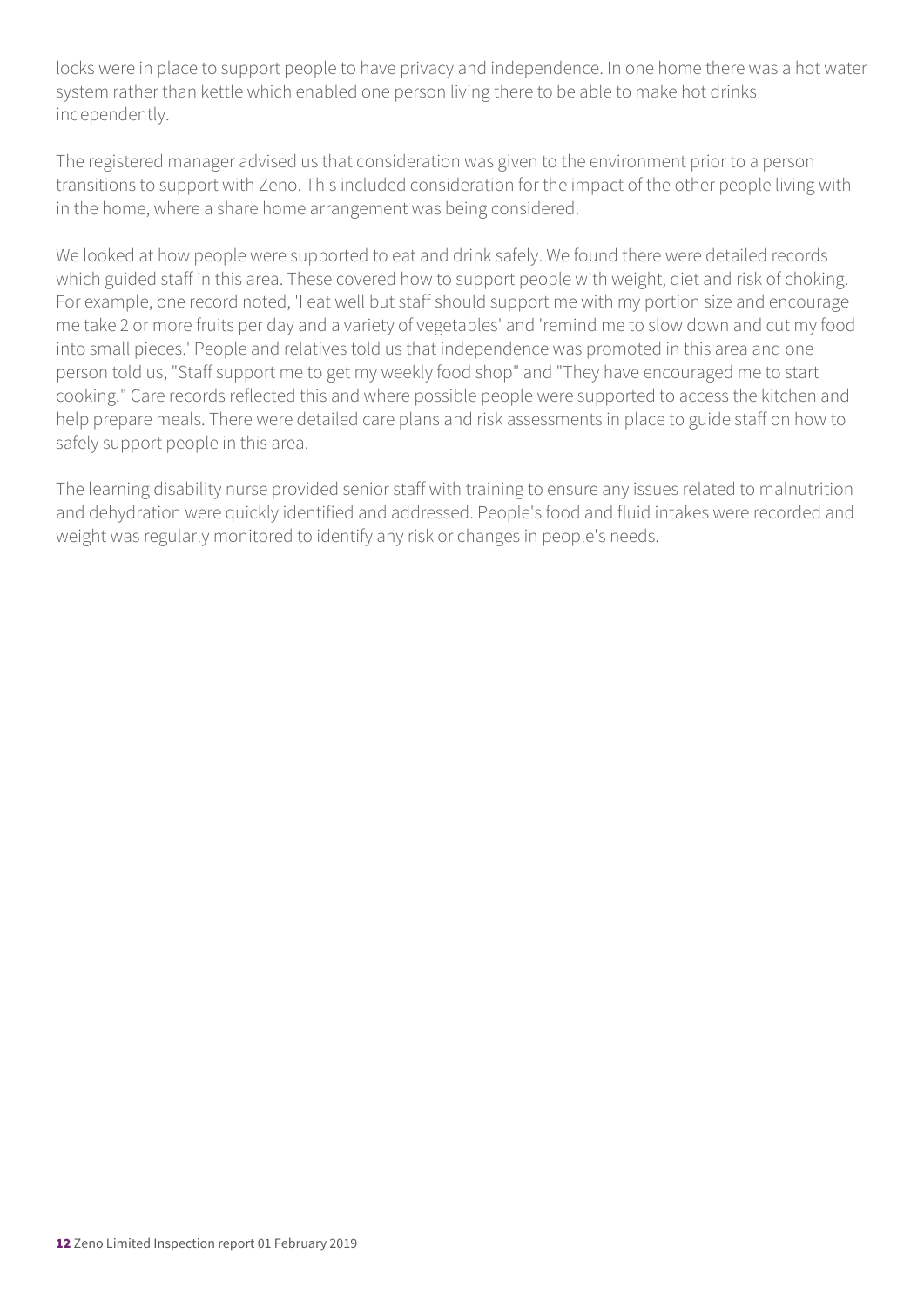locks were in place to support people to have privacy and independence. In one home there was a hot water system rather than kettle which enabled one person living there to be able to make hot drinks independently.

The registered manager advised us that consideration was given to the environment prior to a person transitions to support with Zeno. This included consideration for the impact of the other people living with in the home, where a share home arrangement was being considered.

We looked at how people were supported to eat and drink safely. We found there were detailed records which guided staff in this area. These covered how to support people with weight, diet and risk of choking. For example, one record noted, 'I eat well but staff should support me with my portion size and encourage me take 2 or more fruits per day and a variety of vegetables' and 'remind me to slow down and cut my food into small pieces.' People and relatives told us that independence was promoted in this area and one person told us, "Staff support me to get my weekly food shop" and "They have encouraged me to start cooking." Care records reflected this and where possible people were supported to access the kitchen and help prepare meals. There were detailed care plans and risk assessments in place to guide staff on how to safely support people in this area.

The learning disability nurse provided senior staff with training to ensure any issues related to malnutrition and dehydration were quickly identified and addressed. People's food and fluid intakes were recorded and weight was regularly monitored to identify any risk or changes in people's needs.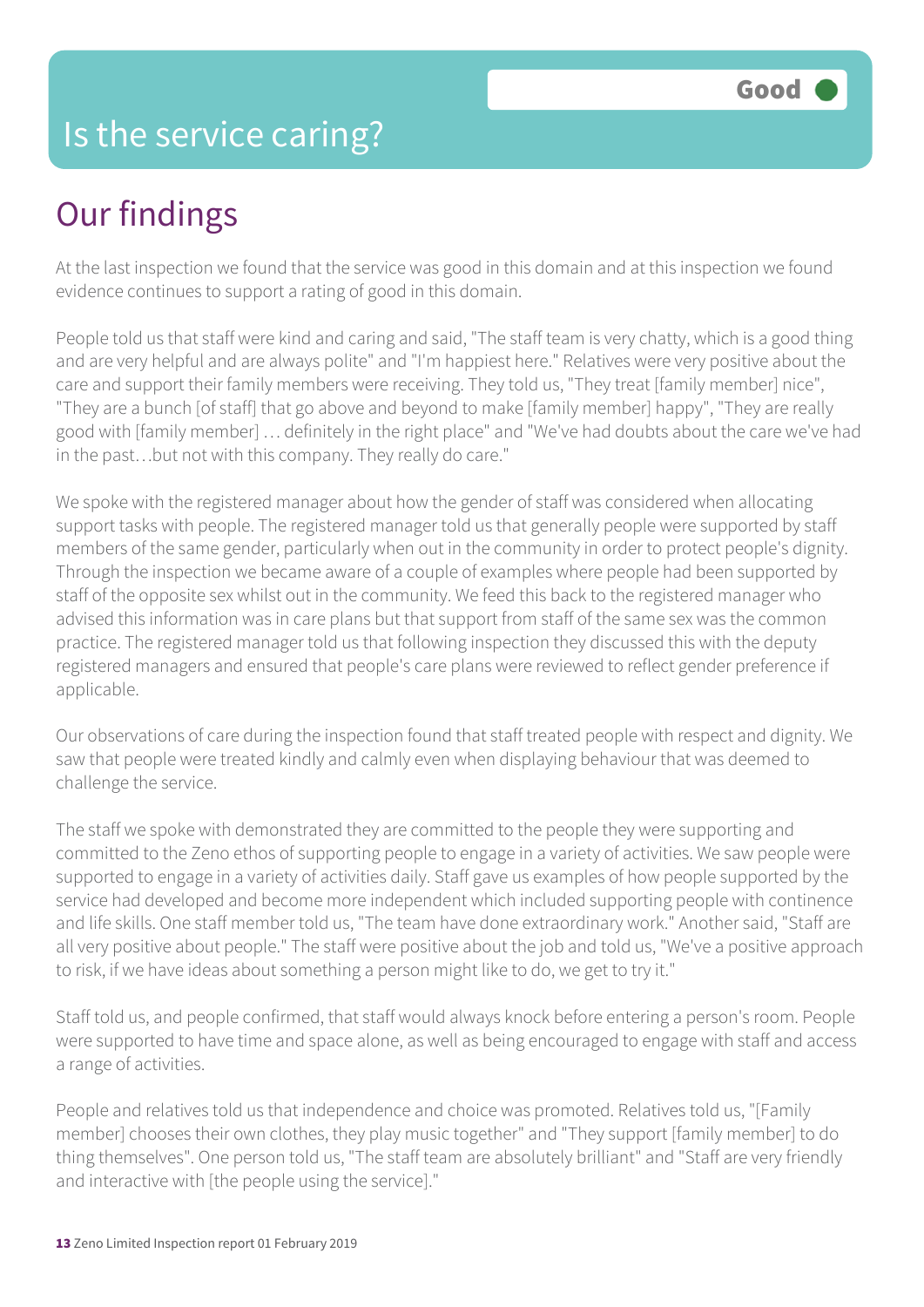# Is the service caring?

Good

## Our findings

At the last inspection we found that the service was good in this domain and at this inspection we found evidence continues to support a rating of good in this domain.

People told us that staff were kind and caring and said, "The staff team is very chatty, which is a good thing and are very helpful and are always polite" and "I'm happiest here." Relatives were very positive about the care and support their family members were receiving. They told us, "They treat [family member] nice", "They are a bunch [of staff] that go above and beyond to make [family member] happy", "They are really good with [family member] … definitely in the right place" and "We've had doubts about the care we've had in the past…but not with this company. They really do care."

We spoke with the registered manager about how the gender of staff was considered when allocating support tasks with people. The registered manager told us that generally people were supported by staff members of the same gender, particularly when out in the community in order to protect people's dignity. Through the inspection we became aware of a couple of examples where people had been supported by staff of the opposite sex whilst out in the community. We feed this back to the registered manager who advised this information was in care plans but that support from staff of the same sex was the common practice. The registered manager told us that following inspection they discussed this with the deputy registered managers and ensured that people's care plans were reviewed to reflect gender preference if applicable.

Our observations of care during the inspection found that staff treated people with respect and dignity. We saw that people were treated kindly and calmly even when displaying behaviour that was deemed to challenge the service.

The staff we spoke with demonstrated they are committed to the people they were supporting and committed to the Zeno ethos of supporting people to engage in a variety of activities. We saw people were supported to engage in a variety of activities daily. Staff gave us examples of how people supported by the service had developed and become more independent which included supporting people with continence and life skills. One staff member told us, "The team have done extraordinary work." Another said, "Staff are all very positive about people." The staff were positive about the job and told us, "We've a positive approach to risk, if we have ideas about something a person might like to do, we get to try it."

Staff told us, and people confirmed, that staff would always knock before entering a person's room. People were supported to have time and space alone, as well as being encouraged to engage with staff and access a range of activities.

People and relatives told us that independence and choice was promoted. Relatives told us, "[Family member] chooses their own clothes, they play music together" and "They support [family member] to do thing themselves". One person told us, "The staff team are absolutely brilliant" and "Staff are very friendly and interactive with [the people using the service]."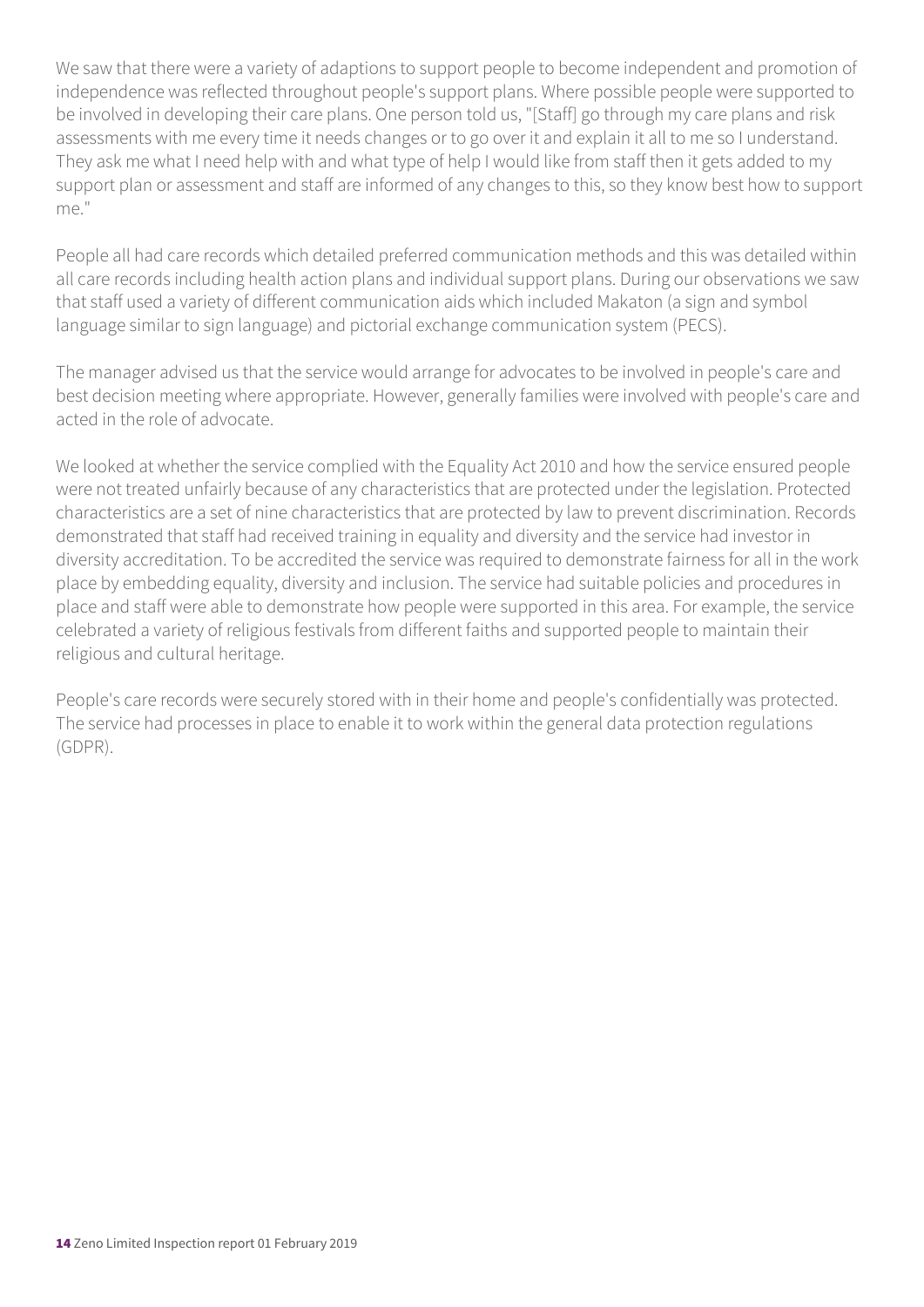We saw that there were a variety of adaptions to support people to become independent and promotion of independence was reflected throughout people's support plans. Where possible people were supported to be involved in developing their care plans. One person told us, "[Staff] go through my care plans and risk assessments with me every time it needs changes or to go over it and explain it all to me so I understand. They ask me what I need help with and what type of help I would like from staff then it gets added to my support plan or assessment and staff are informed of any changes to this, so they know best how to support me."

People all had care records which detailed preferred communication methods and this was detailed within all care records including health action plans and individual support plans. During our observations we saw that staff used a variety of different communication aids which included Makaton (a sign and symbol language similar to sign language) and pictorial exchange communication system (PECS).

The manager advised us that the service would arrange for advocates to be involved in people's care and best decision meeting where appropriate. However, generally families were involved with people's care and acted in the role of advocate.

We looked at whether the service complied with the Equality Act 2010 and how the service ensured people were not treated unfairly because of any characteristics that are protected under the legislation. Protected characteristics are a set of nine characteristics that are protected by law to prevent discrimination. Records demonstrated that staff had received training in equality and diversity and the service had investor in diversity accreditation. To be accredited the service was required to demonstrate fairness for all in the work place by embedding equality, diversity and inclusion. The service had suitable policies and procedures in place and staff were able to demonstrate how people were supported in this area. For example, the service celebrated a variety of religious festivals from different faiths and supported people to maintain their religious and cultural heritage.

People's care records were securely stored with in their home and people's confidentially was protected. The service had processes in place to enable it to work within the general data protection regulations (GDPR).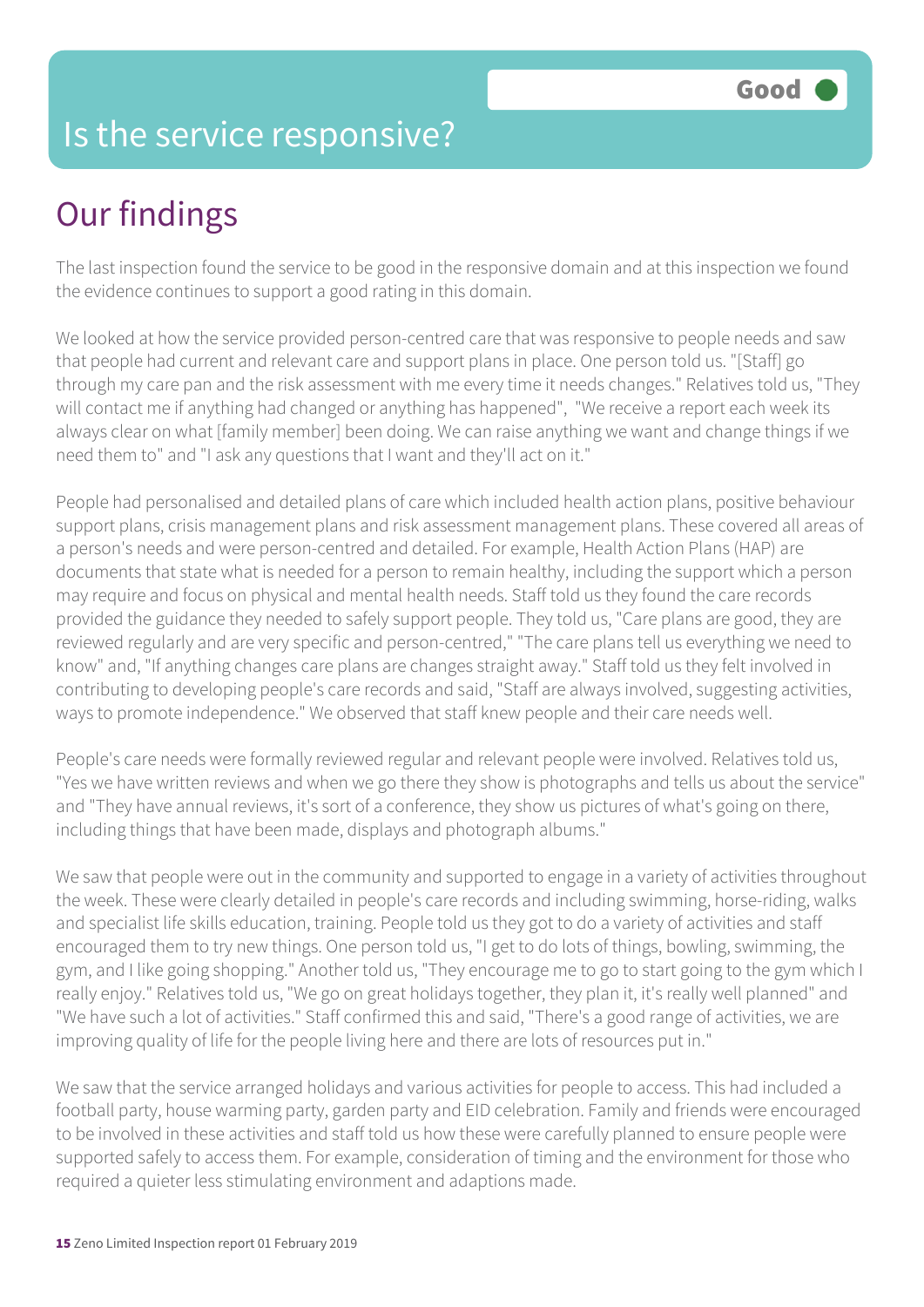# Is the service responsive?

Good

## Our findings

The last inspection found the service to be good in the responsive domain and at this inspection we found the evidence continues to support a good rating in this domain.

We looked at how the service provided person-centred care that was responsive to people needs and saw that people had current and relevant care and support plans in place. One person told us. "[Staff] go through my care pan and the risk assessment with me every time it needs changes." Relatives told us, "They will contact me if anything had changed or anything has happened", "We receive a report each week its always clear on what [family member] been doing. We can raise anything we want and change things if we need them to" and "I ask any questions that I want and they'll act on it."

People had personalised and detailed plans of care which included health action plans, positive behaviour support plans, crisis management plans and risk assessment management plans. These covered all areas of a person's needs and were person-centred and detailed. For example, Health Action Plans (HAP) are documents that state what is needed for a person to remain healthy, including the support which a person may require and focus on physical and mental health needs. Staff told us they found the care records provided the guidance they needed to safely support people. They told us, "Care plans are good, they are reviewed regularly and are very specific and person-centred," "The care plans tell us everything we need to know" and, "If anything changes care plans are changes straight away." Staff told us they felt involved in contributing to developing people's care records and said, "Staff are always involved, suggesting activities, ways to promote independence." We observed that staff knew people and their care needs well.

People's care needs were formally reviewed regular and relevant people were involved. Relatives told us, "Yes we have written reviews and when we go there they show is photographs and tells us about the service" and "They have annual reviews, it's sort of a conference, they show us pictures of what's going on there, including things that have been made, displays and photograph albums."

We saw that people were out in the community and supported to engage in a variety of activities throughout the week. These were clearly detailed in people's care records and including swimming, horse-riding, walks and specialist life skills education, training. People told us they got to do a variety of activities and staff encouraged them to try new things. One person told us, "I get to do lots of things, bowling, swimming, the gym, and I like going shopping." Another told us, "They encourage me to go to start going to the gym which I really enjoy." Relatives told us, "We go on great holidays together, they plan it, it's really well planned" and "We have such a lot of activities." Staff confirmed this and said, "There's a good range of activities, we are improving quality of life for the people living here and there are lots of resources put in."

We saw that the service arranged holidays and various activities for people to access. This had included a football party, house warming party, garden party and EID celebration. Family and friends were encouraged to be involved in these activities and staff told us how these were carefully planned to ensure people were supported safely to access them. For example, consideration of timing and the environment for those who required a quieter less stimulating environment and adaptions made.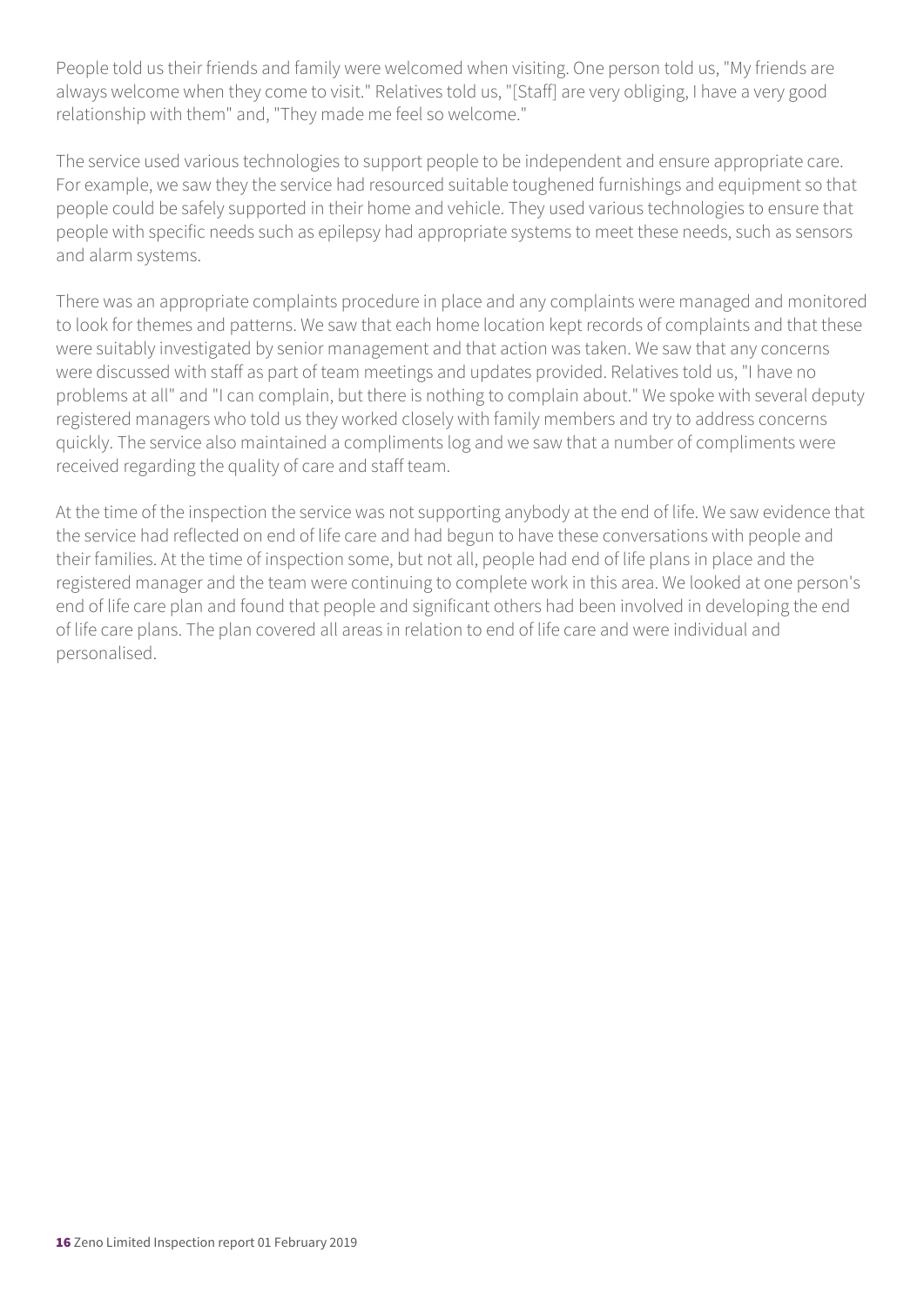People told us their friends and family were welcomed when visiting. One person told us, "My friends are always welcome when they come to visit." Relatives told us, "[Staff] are very obliging, I have a very good relationship with them" and, "They made me feel so welcome."

The service used various technologies to support people to be independent and ensure appropriate care. For example, we saw they the service had resourced suitable toughened furnishings and equipment so that people could be safely supported in their home and vehicle. They used various technologies to ensure that people with specific needs such as epilepsy had appropriate systems to meet these needs, such as sensors and alarm systems.

There was an appropriate complaints procedure in place and any complaints were managed and monitored to look for themes and patterns. We saw that each home location kept records of complaints and that these were suitably investigated by senior management and that action was taken. We saw that any concerns were discussed with staff as part of team meetings and updates provided. Relatives told us, "I have no problems at all" and "I can complain, but there is nothing to complain about." We spoke with several deputy registered managers who told us they worked closely with family members and try to address concerns quickly. The service also maintained a compliments log and we saw that a number of compliments were received regarding the quality of care and staff team.

At the time of the inspection the service was not supporting anybody at the end of life. We saw evidence that the service had reflected on end of life care and had begun to have these conversations with people and their families. At the time of inspection some, but not all, people had end of life plans in place and the registered manager and the team were continuing to complete work in this area. We looked at one person's end of life care plan and found that people and significant others had been involved in developing the end of life care plans. The plan covered all areas in relation to end of life care and were individual and personalised.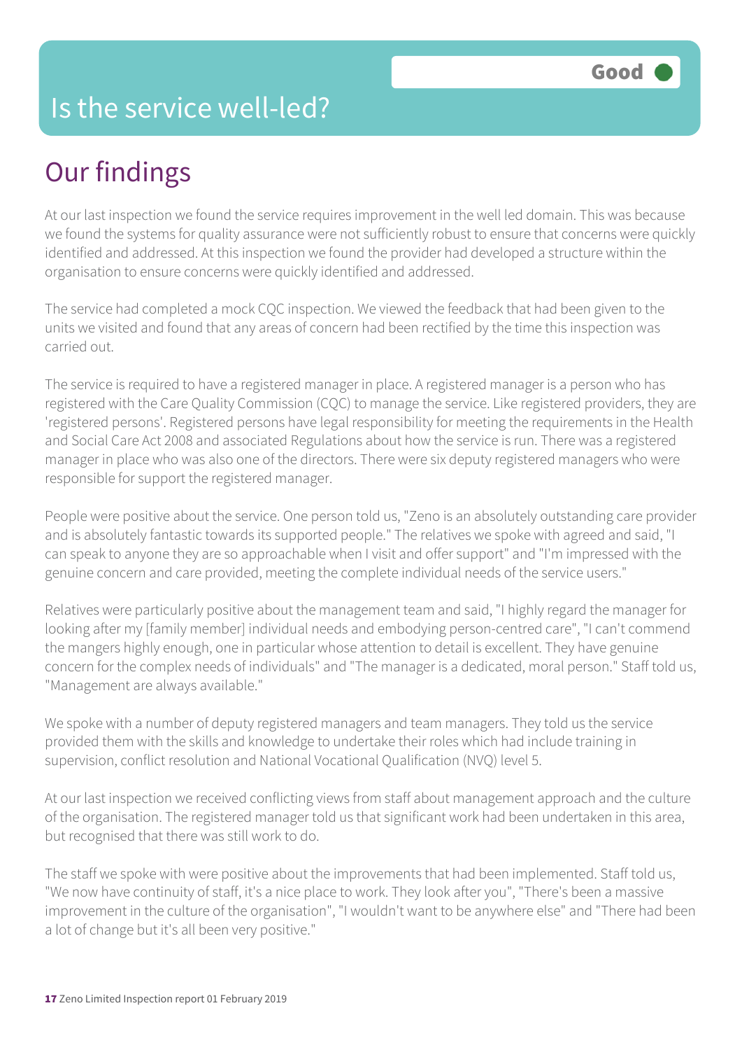# Is the service well-led?

**Good**

## Our findings

At our last inspection we found the service requires improvement in the well led domain. This was because we found the systems for quality assurance were not sufficiently robust to ensure that concerns were quickly identified and addressed. At this inspection we found the provider had developed a structure within the organisation to ensure concerns were quickly identified and addressed.

The service had completed a mock CQC inspection. We viewed the feedback that had been given to the units we visited and found that any areas of concern had been rectified by the time this inspection was carried out.

The service is required to have a registered manager in place. A registered manager is a person who has registered with the Care Quality Commission (CQC) to manage the service. Like registered providers, they are 'registered persons'. Registered persons have legal responsibility for meeting the requirements in the Health and Social Care Act 2008 and associated Regulations about how the service is run. There was a registered manager in place who was also one of the directors. There were six deputy registered managers who were responsible for support the registered manager.

People were positive about the service. One person told us, "Zeno is an absolutely outstanding care provider and is absolutely fantastic towards its supported people." The relatives we spoke with agreed and said, "I can speak to anyone they are so approachable when I visit and offer support" and "I'm impressed with the genuine concern and care provided, meeting the complete individual needs of the service users."

Relatives were particularly positive about the management team and said, "I highly regard the manager for looking after my [family member] individual needs and embodying person-centred care", "I can't commend the mangers highly enough, one in particular whose attention to detail is excellent. They have genuine concern for the complex needs of individuals" and "The manager is a dedicated, moral person." Staff told us, "Management are always available."

We spoke with a number of deputy registered managers and team managers. They told us the service provided them with the skills and knowledge to undertake their roles which had include training in supervision, conflict resolution and National Vocational Qualification (NVQ) level 5.

At our last inspection we received conflicting views from staff about management approach and the culture of the organisation. The registered manager told us that significant work had been undertaken in this area, but recognised that there was still work to do.

The staff we spoke with were positive about the improvements that had been implemented. Staff told us, "We now have continuity of staff, it's a nice place to work. They look after you", "There's been a massive improvement in the culture of the organisation", "I wouldn't want to be anywhere else" and "There had been a lot of change but it's all been very positive."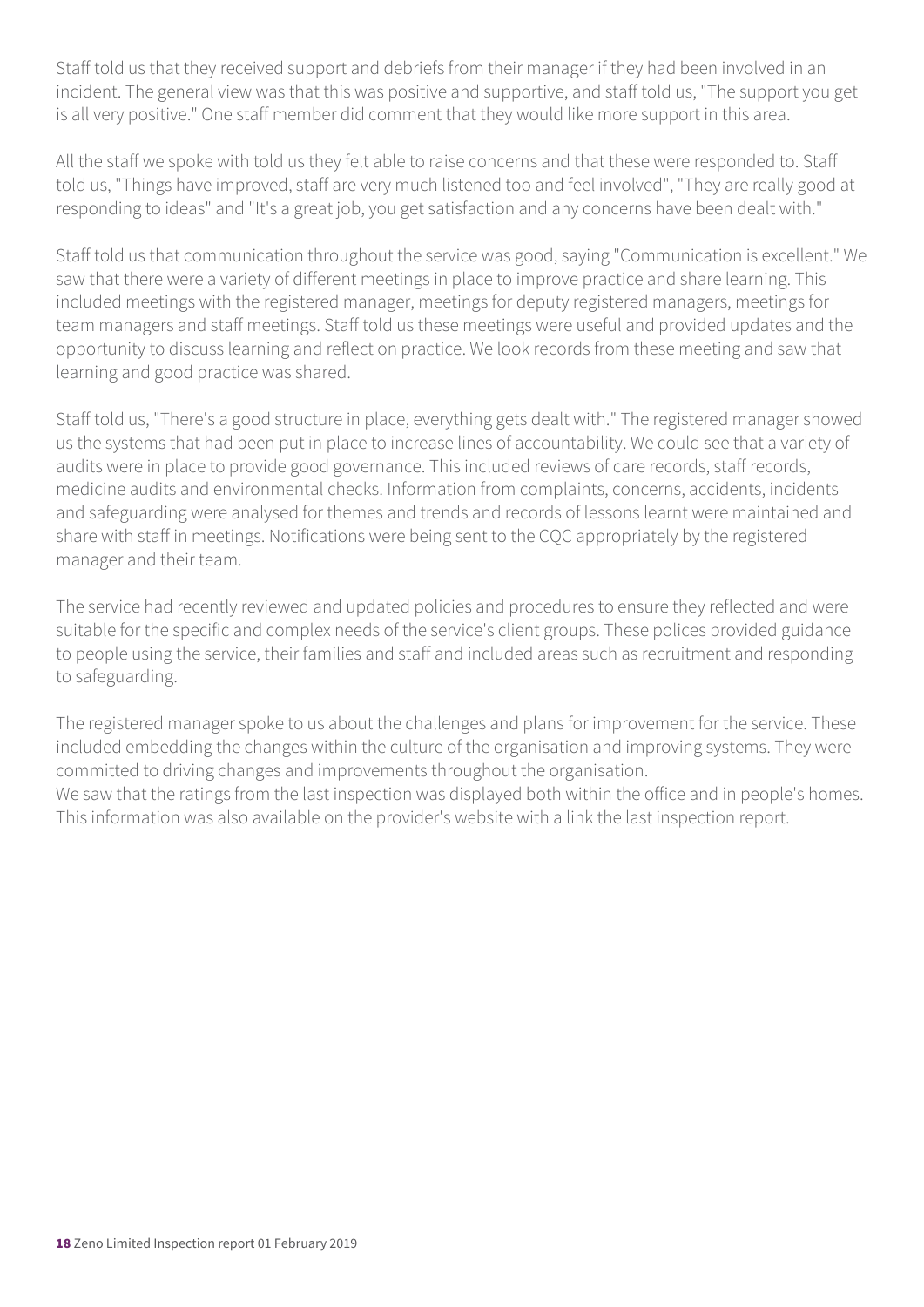Staff told us that they received support and debriefs from their manager if they had been involved in an incident. The general view was that this was positive and supportive, and staff told us, "The support you get is all very positive." One staff member did comment that they would like more support in this area.

All the staff we spoke with told us they felt able to raise concerns and that these were responded to. Staff told us, "Things have improved, staff are very much listened too and feel involved", "They are really good at responding to ideas" and "It's a great job, you get satisfaction and any concerns have been dealt with."

Staff told us that communication throughout the service was good, saying "Communication is excellent." We saw that there were a variety of different meetings in place to improve practice and share learning. This included meetings with the registered manager, meetings for deputy registered managers, meetings for team managers and staff meetings. Staff told us these meetings were useful and provided updates and the opportunity to discuss learning and reflect on practice. We look records from these meeting and saw that learning and good practice was shared.

Staff told us, "There's a good structure in place, everything gets dealt with." The registered manager showed us the systems that had been put in place to increase lines of accountability. We could see that a variety of audits were in place to provide good governance. This included reviews of care records, staff records, medicine audits and environmental checks. Information from complaints, concerns, accidents, incidents and safeguarding were analysed for themes and trends and records of lessons learnt were maintained and share with staff in meetings. Notifications were being sent to the CQC appropriately by the registered manager and their team.

The service had recently reviewed and updated policies and procedures to ensure they reflected and were suitable for the specific and complex needs of the service's client groups. These polices provided guidance to people using the service, their families and staff and included areas such as recruitment and responding to safeguarding.

The registered manager spoke to us about the challenges and plans for improvement for the service. These included embedding the changes within the culture of the organisation and improving systems. They were committed to driving changes and improvements throughout the organisation.
We saw that the ratings from the last inspection was displayed both within the office and in people's homes. This information was also available on the provider's website with a link the last inspection report.